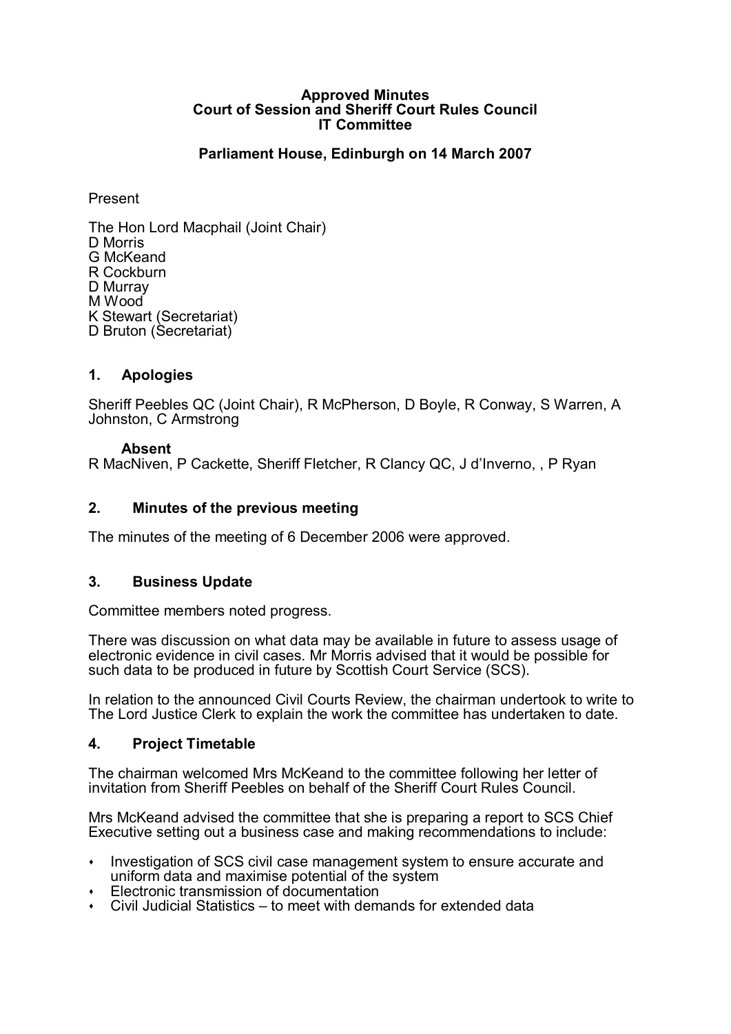**Approved Minutes**
**Court of Session and Sheriff Court Rules Council**
**IT Committee**

**Parliament House, Edinburgh on 14 March 2007**

Present

The Hon Lord Macphail (Joint Chair)
D Morris
G McKeand
R Cockburn
D Murray
M Wood
K Stewart (Secretariat)
D Bruton (Secretariat)

## 1. Apologies

Sheriff Peebles QC (Joint Chair), R McPherson, D Boyle, R Conway, S Warren, A Johnston, C Armstrong

**Absent**
R MacNiven, P Cackette, Sheriff Fletcher, R Clancy QC, J d'Inverno, , P Ryan

## 2. Minutes of the previous meeting

The minutes of the meeting of 6 December 2006 were approved.

## 3. Business Update

Committee members noted progress.

There was discussion on what data may be available in future to assess usage of electronic evidence in civil cases. Mr Morris advised that it would be possible for such data to be produced in future by Scottish Court Service (SCS).

In relation to the announced Civil Courts Review, the chairman undertook to write to The Lord Justice Clerk to explain the work the committee has undertaken to date.

## 4. Project Timetable

The chairman welcomed Mrs McKeand to the committee following her letter of invitation from Sheriff Peebles on behalf of the Sheriff Court Rules Council.

Mrs McKeand advised the committee that she is preparing a report to SCS Chief Executive setting out a business case and making recommendations to include:

- Investigation of SCS civil case management system to ensure accurate and uniform data and maximise potential of the system
- Electronic transmission of documentation
- Civil Judicial Statistics – to meet with demands for extended data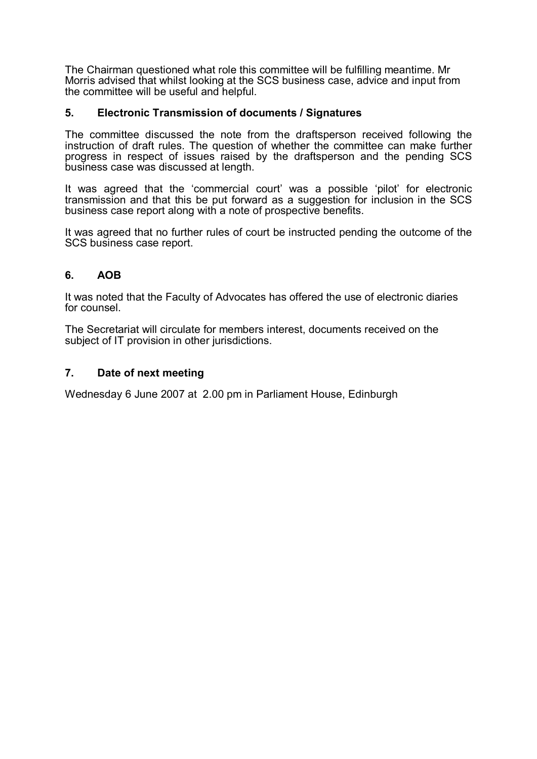The Chairman questioned what role this committee will be fulfilling meantime. Mr Morris advised that whilst looking at the SCS business case, advice and input from the committee will be useful and helpful.

## 5. Electronic Transmission of documents / Signatures

The committee discussed the note from the draftsperson received following the instruction of draft rules. The question of whether the committee can make further progress in respect of issues raised by the draftsperson and the pending SCS business case was discussed at length.

It was agreed that the 'commercial court' was a possible 'pilot' for electronic transmission and that this be put forward as a suggestion for inclusion in the SCS business case report along with a note of prospective benefits.

It was agreed that no further rules of court be instructed pending the outcome of the SCS business case report.

## 6. AOB

It was noted that the Faculty of Advocates has offered the use of electronic diaries for counsel.

The Secretariat will circulate for members interest, documents received on the subject of IT provision in other jurisdictions.

## 7. Date of next meeting

Wednesday 6 June 2007 at 2.00 pm in Parliament House, Edinburgh